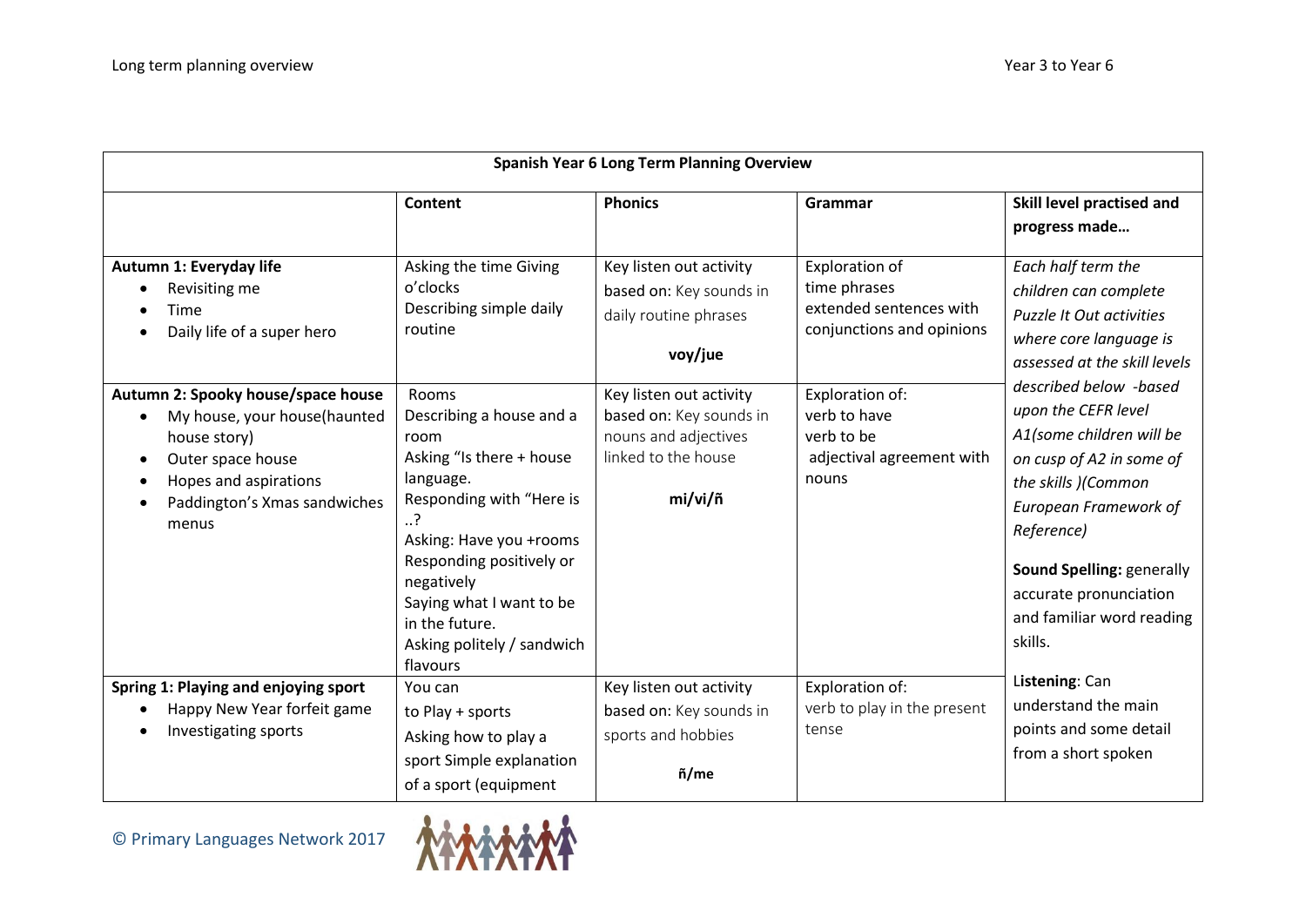| Spanish Year 6 Long Term Planning Overview | | | | |
|---|---|---|---|---|
| | **Content** | **Phonics** | **Grammar** | **Skill level practised and progress made…** |
| **Autumn 1: Everyday life**<br>• Revisiting me<br>• Time<br>• Daily life of a super hero | Asking the time Giving o'clocks<br>Describing simple daily routine | Key listen out activity based on: Key sounds in daily routine phrases<br><br>**voy/jue** | Exploration of time phrases extended sentences with conjunctions and opinions | *Each half term the children can complete Puzzle It Out activities where core language is assessed at the skill levels described below -based upon the CEFR level A1(some children will be on cusp of A2 in some of the skills )(Common European Framework of Reference)*<br><br>**Sound Spelling:** generally accurate pronunciation and familiar word reading skills.<br><br>**Listening**: Can understand the main points and some detail from a short spoken |
| **Autumn 2: Spooky house/space house**<br>• My house, your house(haunted house story)<br>• Outer space house<br>• Hopes and aspirations<br>• Paddington's Xmas sandwiches menus | Rooms<br>Describing a house and a room<br>Asking "Is there + house language.<br>Responding with "Here is ..?<br>Asking: Have you +rooms<br>Responding positively or negatively<br>Saying what I want to be in the future.<br>Asking politely / sandwich flavours | Key listen out activity based on: Key sounds in nouns and adjectives linked to the house<br><br>**mi/vi/ñ** | Exploration of:<br>verb to have<br>verb to be<br>adjectival agreement with nouns | |
| **Spring 1: Playing and enjoying sport**<br>• Happy New Year forfeit game<br>• Investigating sports | You can<br>to Play + sports<br>Asking how to play a sport Simple explanation of a sport (equipment | Key listen out activity based on: Key sounds in sports and hobbies<br><br>**ñ/me** | Exploration of:<br>verb to play in the present tense | |

© Primary Languages Network 2017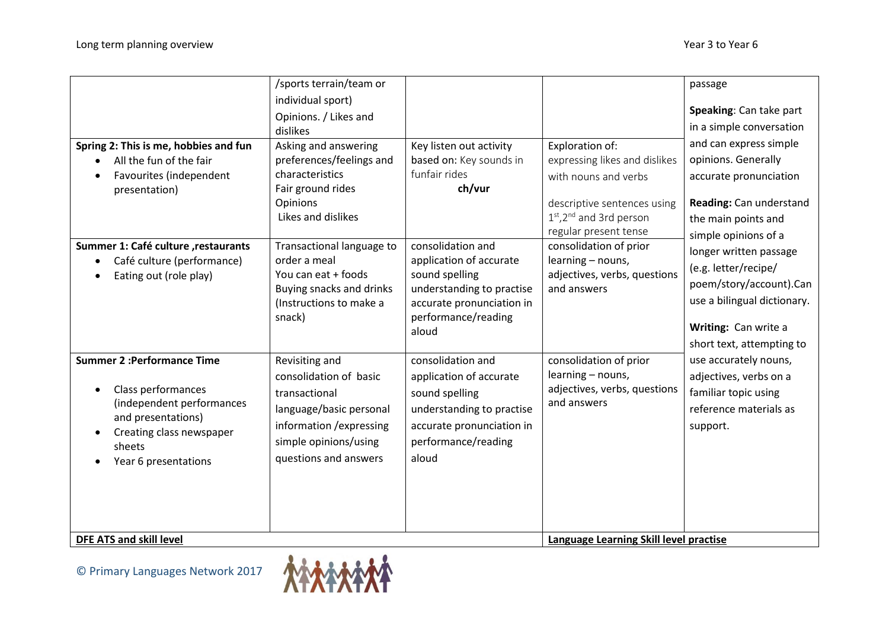| | | | | |
|---|---|---|---|---|
| | /sports terrain/team or individual sport)<br>Opinions. / Likes and dislikes | | | passage<br><br>**Speaking**: Can take part in a simple conversation and can express simple opinions. Generally accurate pronunciation<br><br>**Reading:** Can understand the main points and simple opinions of a longer written passage (e.g. letter/recipe/ poem/story/account).Can use a bilingual dictionary.<br><br>**Writing:** Can write a short text, attempting to use accurately nouns, adjectives, verbs on a familiar topic using reference materials as support. |
| **Spring 2: This is me, hobbies and fun**<br>• All the fun of the fair<br>• Favourites (independent presentation) | Asking and answering preferences/feelings and characteristics<br>Fair ground rides<br>Opinions<br>Likes and dislikes | Key listen out activity based on: Key sounds in funfair rides<br>**ch/vur** | Exploration of:<br>expressing likes and dislikes with nouns and verbs<br><br>descriptive sentences using 1st,2nd and 3rd person regular present tense | |
| **Summer 1: Café culture ,restaurants**<br>• Café culture (performance)<br>• Eating out (role play) | Transactional language to order a meal<br>You can eat + foods<br>Buying snacks and drinks<br>(Instructions to make a snack) | consolidation and application of accurate sound spelling understanding to practise accurate pronunciation in performance/reading aloud | consolidation of prior learning – nouns, adjectives, verbs, questions and answers | |
| **Summer 2 :Performance Time**<br>• Class performances (independent performances and presentations)<br>• Creating class newspaper sheets<br>• Year 6 presentations | Revisiting and consolidation of basic transactional language/basic personal information /expressing simple opinions/using questions and answers | consolidation and application of accurate sound spelling understanding to practise accurate pronunciation in performance/reading aloud | consolidation of prior learning – nouns, adjectives, verbs, questions and answers | |
| **DFE ATS and skill level** | | | **Language Learning Skill level practise** | |

© Primary Languages Network 2017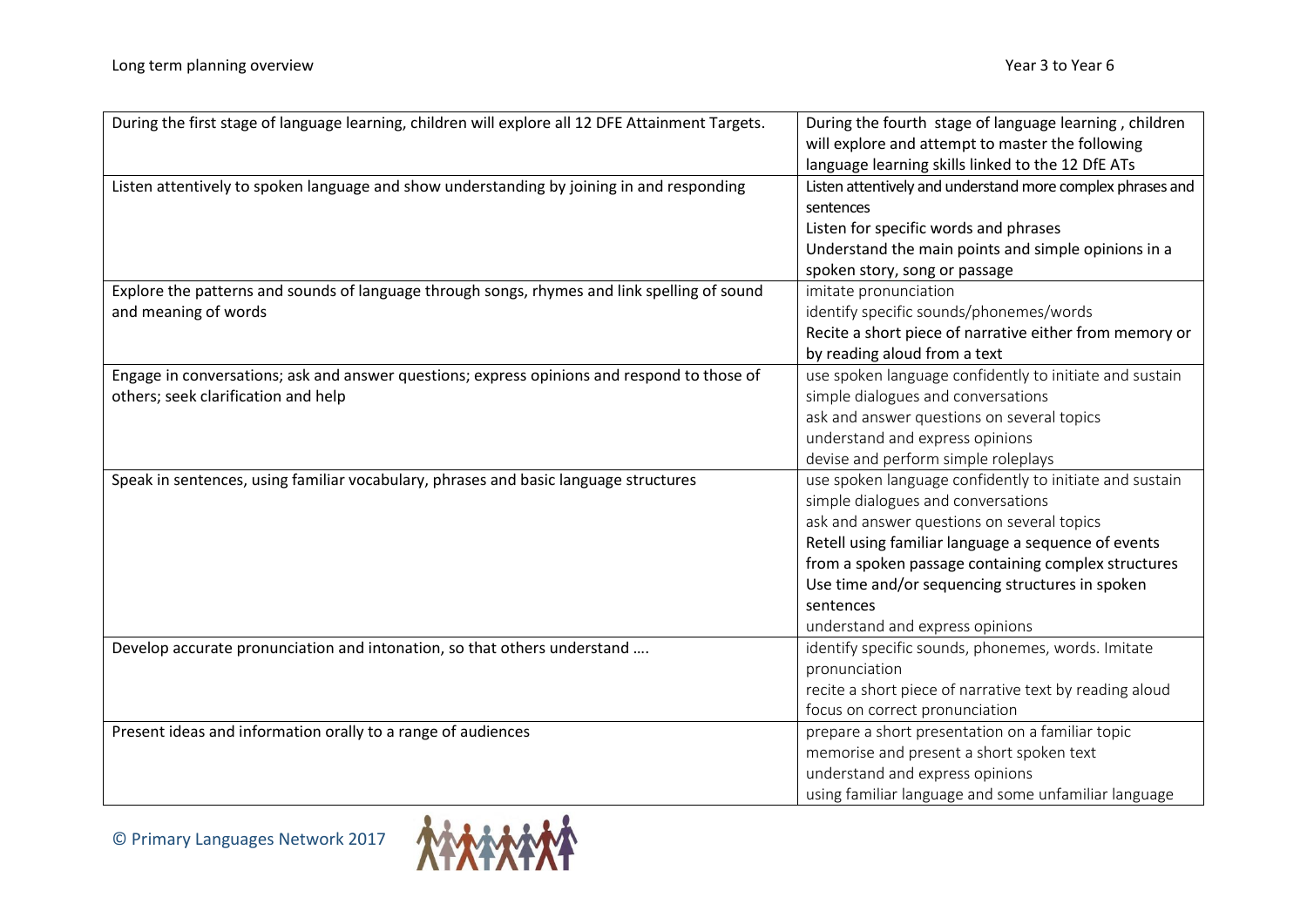| During the first stage of language learning, children will explore all 12 DFE Attainment Targets. | During the fourth stage of language learning , children will explore and attempt to master the following language learning skills linked to the 12 DfE ATs |
| --- | --- |
| Listen attentively to spoken language and show understanding by joining in and responding | Listen attentively and understand more complex phrases and sentences<br>Listen for specific words and phrases<br>Understand the main points and simple opinions in a spoken story, song or passage |
| Explore the patterns and sounds of language through songs, rhymes and link spelling of sound and meaning of words | imitate pronunciation<br>identify specific sounds/phonemes/words<br>Recite a short piece of narrative either from memory or by reading aloud from a text |
| Engage in conversations; ask and answer questions; express opinions and respond to those of others; seek clarification and help | use spoken language confidently to initiate and sustain simple dialogues and conversations<br>ask and answer questions on several topics<br>understand and express opinions<br>devise and perform simple roleplays |
| Speak in sentences, using familiar vocabulary, phrases and basic language structures | use spoken language confidently to initiate and sustain simple dialogues and conversations<br>ask and answer questions on several topics<br>Retell using familiar language a sequence of events from a spoken passage containing complex structures<br>Use time and/or sequencing structures in spoken sentences<br>understand and express opinions |
| Develop accurate pronunciation and intonation, so that others understand …. | identify specific sounds, phonemes, words. Imitate pronunciation<br>recite a short piece of narrative text by reading aloud focus on correct pronunciation |
| Present ideas and information orally to a range of audiences | prepare a short presentation on a familiar topic<br>memorise and present a short spoken text<br>understand and express opinions<br>using familiar language and some unfamiliar language |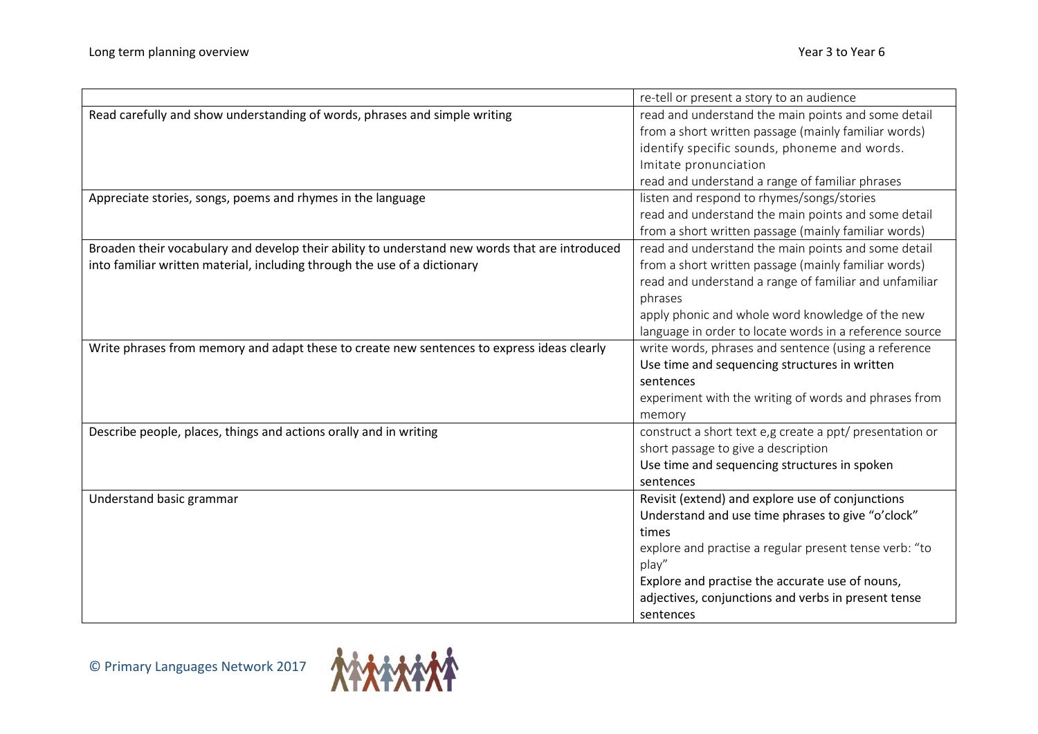| | |
|---|---|
| | re-tell or present a story to an audience |
| Read carefully and show understanding of words, phrases and simple writing | read and understand the main points and some detail from a short written passage (mainly familiar words)<br>identify specific sounds, phoneme and words.<br>Imitate pronunciation<br>read and understand a range of familiar phrases |
| Appreciate stories, songs, poems and rhymes in the language | listen and respond to rhymes/songs/stories<br>read and understand the main points and some detail from a short written passage (mainly familiar words) |
| Broaden their vocabulary and develop their ability to understand new words that are introduced into familiar written material, including through the use of a dictionary | read and understand the main points and some detail from a short written passage (mainly familiar words)<br>read and understand a range of familiar and unfamiliar phrases<br>apply phonic and whole word knowledge of the new language in order to locate words in a reference source |
| Write phrases from memory and adapt these to create new sentences to express ideas clearly | write words, phrases and sentence (using a reference<br>Use time and sequencing structures in written sentences<br>experiment with the writing of words and phrases from memory |
| Describe people, places, things and actions orally and in writing | construct a short text e,g create a ppt/ presentation or short passage to give a description<br>Use time and sequencing structures in spoken sentences |
| Understand basic grammar | Revisit (extend) and explore use of conjunctions<br>Understand and use time phrases to give "o'clock" times<br>explore and practise a regular present tense verb: "to play"<br>Explore and practise the accurate use of nouns, adjectives, conjunctions and verbs in present tense sentences |